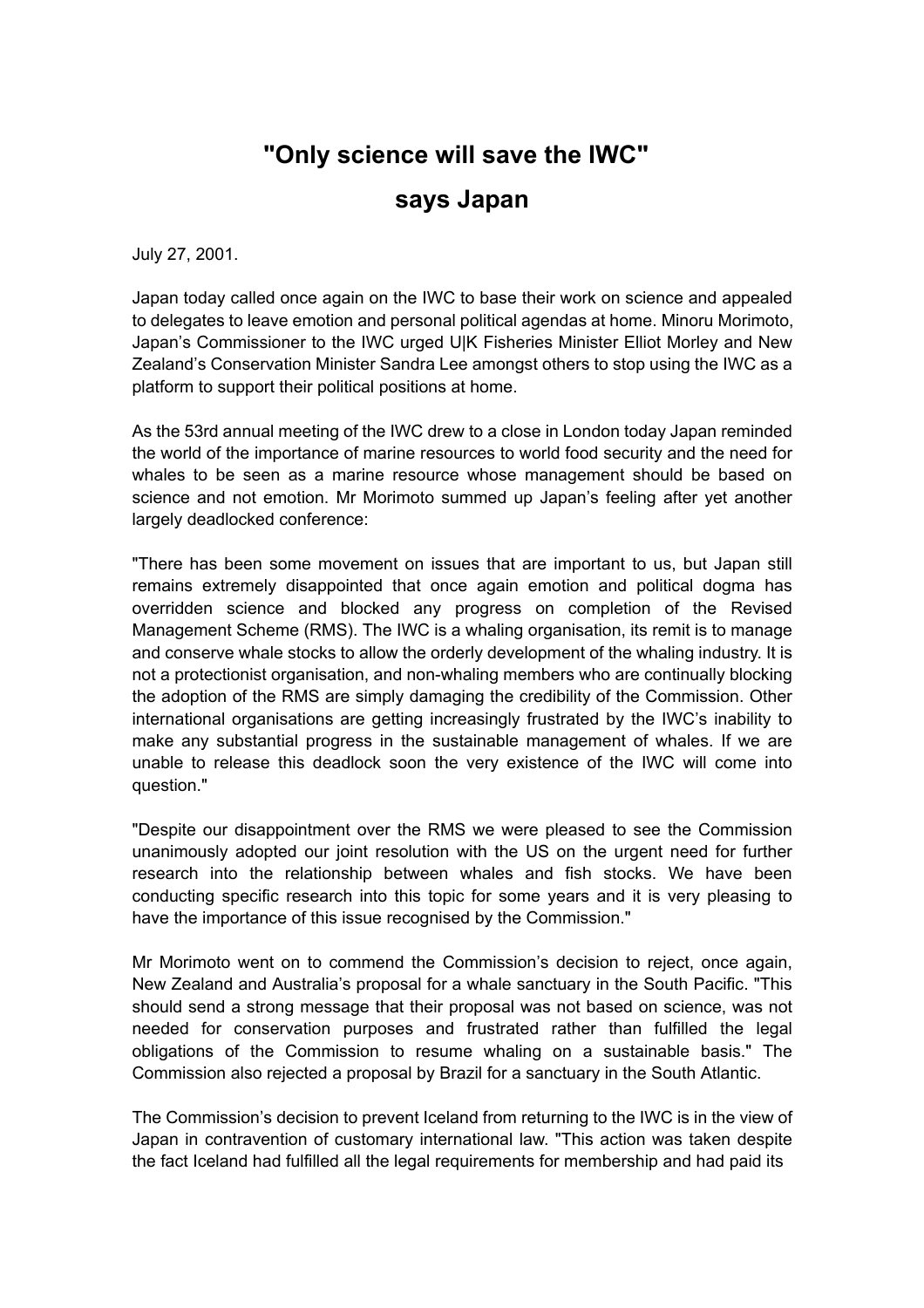# "Only science will save the IWC" says Japan

July 27, 2001.

Japan today called once again on the IWC to base their work on science and appealed to delegates to leave emotion and personal political agendas at home. Minoru Morimoto, Japan's Commissioner to the IWC urged U|K Fisheries Minister Elliot Morley and New Zealand's Conservation Minister Sandra Lee amongst others to stop using the IWC as a platform to support their political positions at home.

As the 53rd annual meeting of the IWC drew to a close in London today Japan reminded the world of the importance of marine resources to world food security and the need for whales to be seen as a marine resource whose management should be based on science and not emotion. Mr Morimoto summed up Japan's feeling after yet another largely deadlocked conference:

"There has been some movement on issues that are important to us, but Japan still remains extremely disappointed that once again emotion and political dogma has overridden science and blocked any progress on completion of the Revised Management Scheme (RMS). The IWC is a whaling organisation, its remit is to manage and conserve whale stocks to allow the orderly development of the whaling industry. It is not a protectionist organisation, and non-whaling members who are continually blocking the adoption of the RMS are simply damaging the credibility of the Commission. Other international organisations are getting increasingly frustrated by the IWC's inability to make any substantial progress in the sustainable management of whales. If we are unable to release this deadlock soon the very existence of the IWC will come into question."

"Despite our disappointment over the RMS we were pleased to see the Commission unanimously adopted our joint resolution with the US on the urgent need for further research into the relationship between whales and fish stocks. We have been conducting specific research into this topic for some years and it is very pleasing to have the importance of this issue recognised by the Commission."

Mr Morimoto went on to commend the Commission's decision to reject, once again, New Zealand and Australia's proposal for a whale sanctuary in the South Pacific. "This should send a strong message that their proposal was not based on science, was not needed for conservation purposes and frustrated rather than fulfilled the legal obligations of the Commission to resume whaling on a sustainable basis." The Commission also rejected a proposal by Brazil for a sanctuary in the South Atlantic.

The Commission's decision to prevent Iceland from returning to the IWC is in the view of Japan in contravention of customary international law. "This action was taken despite the fact Iceland had fulfilled all the legal requirements for membership and had paid its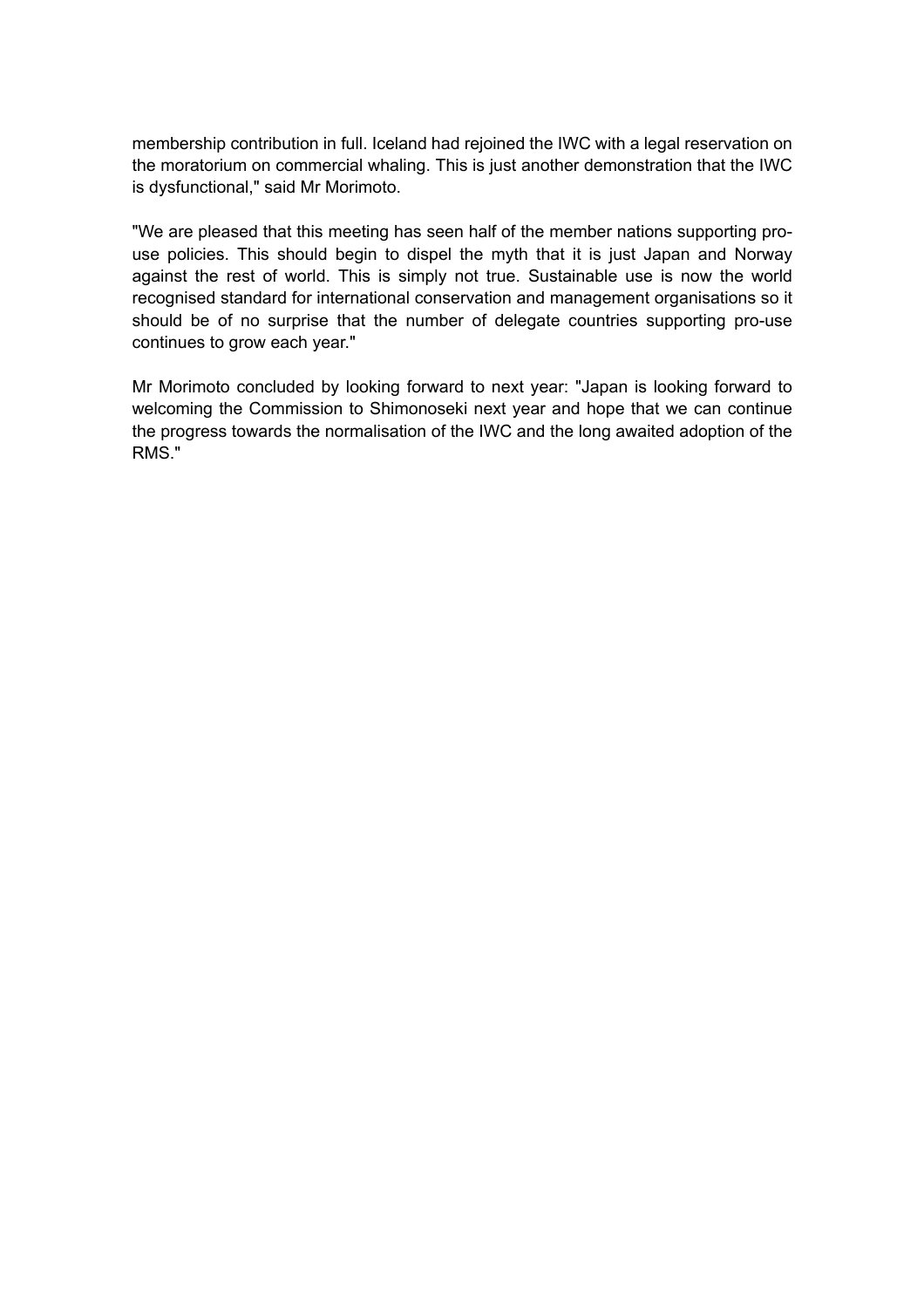membership contribution in full. Iceland had rejoined the IWC with a legal reservation on the moratorium on commercial whaling. This is just another demonstration that the IWC is dysfunctional," said Mr Morimoto.

"We are pleased that this meeting has seen half of the member nations supporting pro-use policies. This should begin to dispel the myth that it is just Japan and Norway against the rest of world. This is simply not true. Sustainable use is now the world recognised standard for international conservation and management organisations so it should be of no surprise that the number of delegate countries supporting pro-use continues to grow each year."

Mr Morimoto concluded by looking forward to next year: "Japan is looking forward to welcoming the Commission to Shimonoseki next year and hope that we can continue the progress towards the normalisation of the IWC and the long awaited adoption of the RMS."